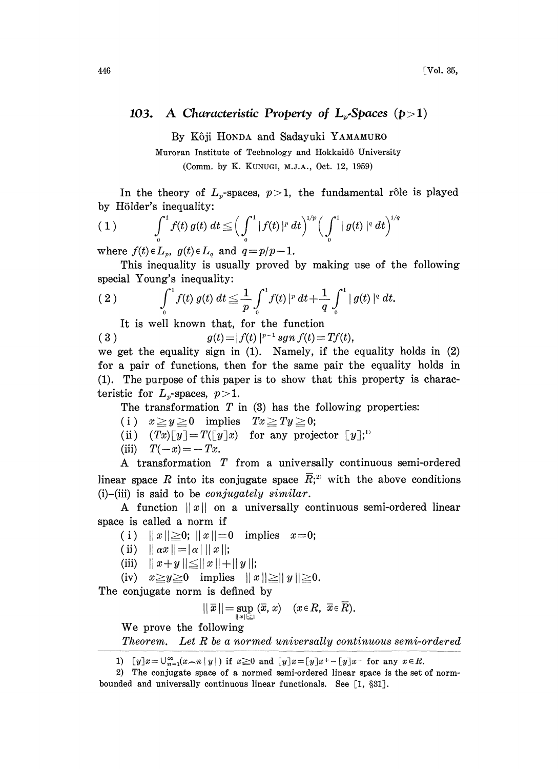# 103. A Characteristic Property of $L_p$-Spaces ($p>1$)

By Kôji HONDA and Sadayuki YAMAMURO

Muroran Institute of Technology and Hokkaidô University

(Comm. by K. KUNUGI, M.J.A., Oct. 12, 1959)

In the theory of $L_p$-spaces, $p>1$, the fundamental rôle is played by Hölder's inequality:

$$(1) \qquad \int_0^1 f(t)\,g(t)\,dt \leqq \Big(\int_0^1 |f(t)|^p\,dt\Big)^{1/p}\Big(\int_0^1 |g(t)|^q\,dt\Big)^{1/q}$$

where $f(t)\in L_p$, $g(t)\in L_q$ and $q=p/p-1$.

This inequality is usually proved by making use of the following special Young's inequality:

$$(2) \qquad \int_0^1 f(t)\,g(t)\,dt \leqq \frac{1}{p}\int_0^1 f(t)|^p\,dt + \frac{1}{q}\int_0^1 |g(t)|^q\,dt.$$

It is well known that, for the function

$$(3) \qquad g(t)=|f(t)|^{p-1}\,sgn\,f(t)=Tf(t),$$

we get the equality sign in (1). Namely, if the equality holds in (2) for a pair of functions, then for the same pair the equality holds in (1). The purpose of this paper is to show that this property is characteristic for $L_p$-spaces, $p>1$.

The transformation $T$ in (3) has the following properties:

(i) $x\geqq y\geqq 0$ implies $Tx\geqq Ty\geqq 0$;

(ii) $(Tx)[y]=T([y]x)$ for any projector $[y]$;[1]

(iii) $T(-x)=-Tx$.

A transformation $T$ from a universally continuous semi-ordered linear space $R$ into its conjugate space $\overline{R}$;[2] with the above conditions (i)–(iii) is said to be *conjugately similar*.

A function $\|x\|$ on a universally continuous semi-ordered linear space is called a norm if

(i) $\|x\|\geqq 0$; $\|x\|=0$ implies $x=0$;

(ii) $\|\alpha x\|=|\alpha|\,\|x\|$;

(iii) $\|x+y\|\leqq\|x\|+\|y\|$;

(iv) $x\geqq y\geqq 0$ implies $\|x\|\geqq\|y\|\geqq 0$.

The conjugate norm is defined by

$$\|\overline{x}\|=\sup_{\|x\|\leqq 1}(\overline{x},x) \quad (x\in R,\ \overline{x}\in\overline{R}).$$

We prove the following

*Theorem. Let $R$ be a normed universally continuous semi-ordered*

---

1) $[y]x=\bigcup_{n=1}^{\infty}(x\frown n\,|y|)$ if $x\geqq 0$ and $[y]x=[y]x^{+}-[y]x^{-}$ for any $x\in R$.

2) The conjugate space of a normed semi-ordered linear space is the set of norm-bounded and universally continuous linear functionals. See [1, §31].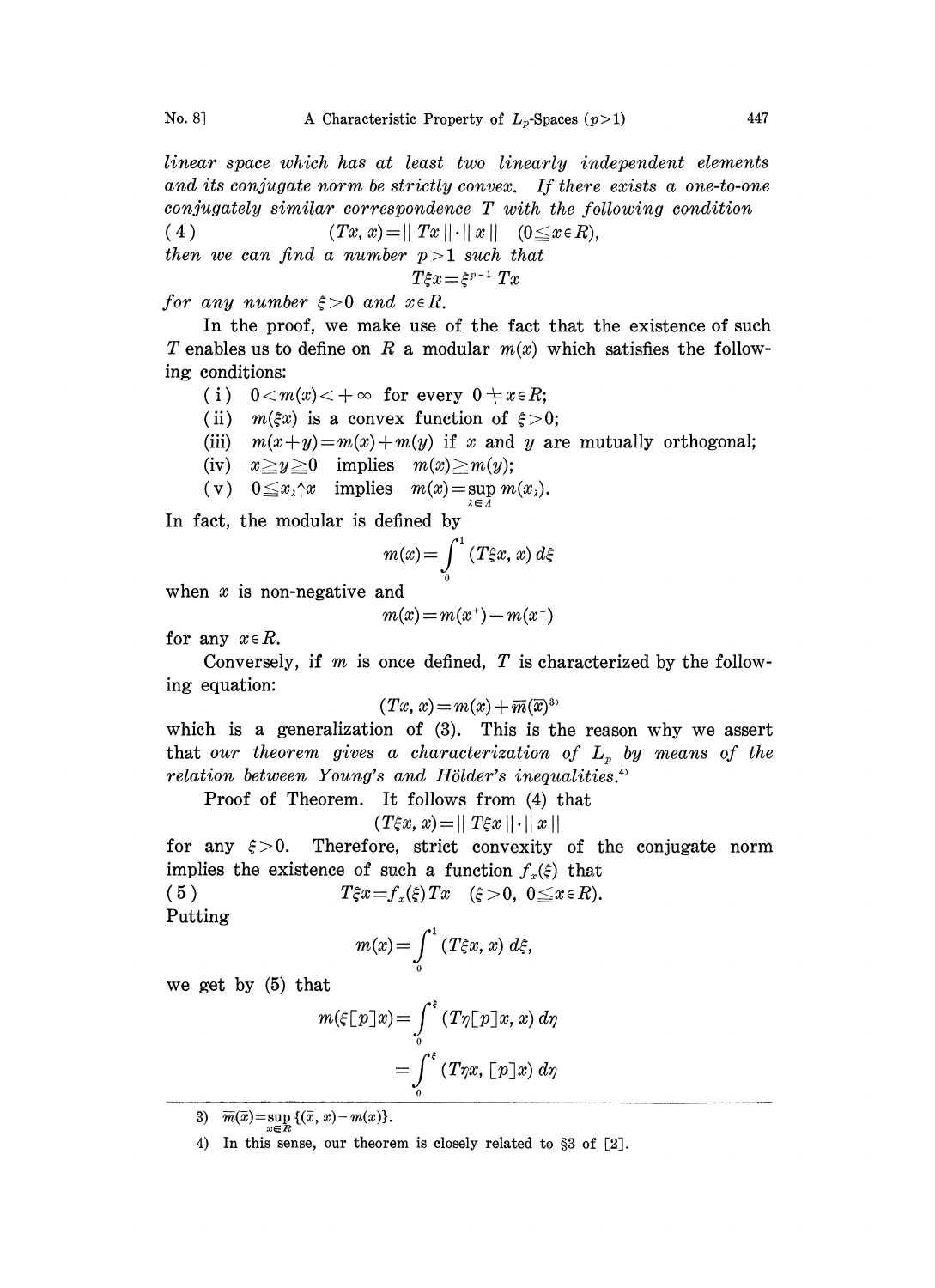*linear space which has at least two linearly independent elements and its conjugate norm be strictly convex. If there exists a one-to-one conjugately similar correspondence $T$ with the following condition*

$$(Tx, x) = \| Tx \| \cdot \| x \| \quad (0 \leqq x \in R), \tag{4}$$

*then we can find a number $p > 1$ such that*

$$T\xi x = \xi^{p-1} Tx$$

*for any number $\xi > 0$ and $x \in R$.*

In the proof, we make use of the fact that the existence of such $T$ enables us to define on $R$ a modular $m(x)$ which satisfies the following conditions:

(i) $0 < m(x) < +\infty$ for every $0 \neq x \in R$;

(ii) $m(\xi x)$ is a convex function of $\xi > 0$;

(iii) $m(x+y) = m(x) + m(y)$ if $x$ and $y$ are mutually orthogonal;

(iv) $x \geqq y \geqq 0$ implies $m(x) \geqq m(y)$;

(v) $0 \leqq x_\lambda \uparrow x$ implies $m(x) = \sup_{\lambda \in \Lambda} m(x_\lambda)$.

In fact, the modular is defined by

$$m(x) = \int_0^1 (T\xi x, x)\, d\xi$$

when $x$ is non-negative and

$$m(x) = m(x^+) - m(x^-)$$

for any $x \in R$.

Conversely, if $m$ is once defined, $T$ is characterized by the following equation:

$$(Tx, x) = m(x) + \overline{m}(\overline{x})$$ [3]

which is a generalization of (3). This is the reason why we assert that *our theorem gives a characterization of $L_p$ by means of the relation between Young's and Hölder's inequalities.*[4]

Proof of Theorem. It follows from (4) that

$$(T\xi x, x) = \| T\xi x \| \cdot \| x \|$$

for any $\xi > 0$. Therefore, strict convexity of the conjugate norm implies the existence of such a function $f_x(\xi)$ that

$$T\xi x = f_x(\xi) Tx \quad (\xi > 0,\ 0 \leqq x \in R). \tag{5}$$

Putting

$$m(x) = \int_0^1 (T\xi x, x)\, d\xi,$$

we get by (5) that

$$m(\xi[p]x) = \int_0^\xi (T\eta[p]x, x)\, d\eta$$

$$= \int_0^\xi (T\eta x, [p]x)\, d\eta$$

---

3) $\overline{m}(\overline{x}) = \sup_{x \in R} \{(\overline{x}, x) - m(x)\}$.

4) In this sense, our theorem is closely related to §3 of [2].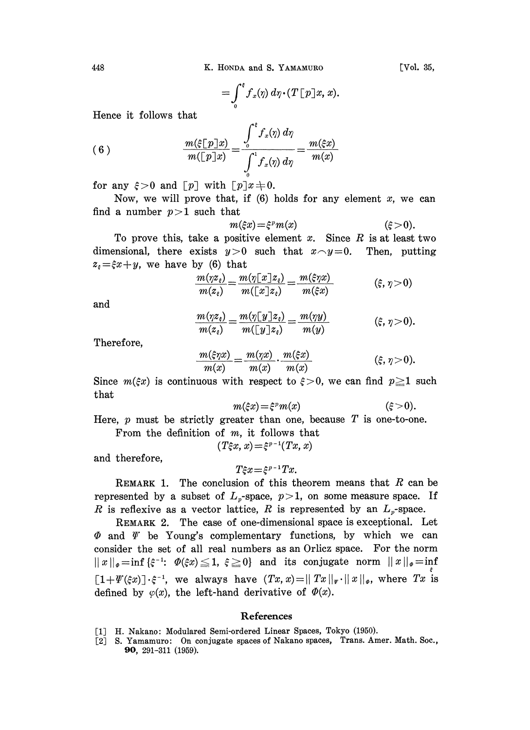$$= \int_0^\xi f_x(\eta)\, d\eta \cdot (T[p]x, x).$$

Hence it follows that

$$\text{(6)} \qquad \frac{m(\xi[p]x)}{m([p]x)} = \frac{\int_0^\xi f_x(\eta)\, d\eta}{\int_0^1 f_x(\eta)\, d\eta} = \frac{m(\xi x)}{m(x)}$$

for any $\xi > 0$ and $[p]$ with $[p]x \neq 0$.

Now, we will prove that, if (6) holds for any element $x$, we can find a number $p > 1$ such that

$$m(\xi x) = \xi^p m(x) \qquad (\xi > 0).$$

To prove this, take a positive element $x$. Since $R$ is at least two dimensional, there exists $y > 0$ such that $x \frown y = 0$. Then, putting $z_\xi = \xi x + y$, we have by (6) that

$$\frac{m(\eta z_\xi)}{m(z_\xi)} = \frac{m(\eta[x]z_\xi)}{m([x]z_\xi)} = \frac{m(\xi\eta x)}{m(\xi x)} \qquad (\xi, \eta > 0)$$

and

$$\frac{m(\eta z_\xi)}{m(z_\xi)} = \frac{m(\eta[y]z_\xi)}{m([y]z_\xi)} = \frac{m(\eta y)}{m(y)} \qquad (\xi, \eta > 0).$$

Therefore,

$$\frac{m(\xi\eta x)}{m(x)} = \frac{m(\eta x)}{m(x)} \cdot \frac{m(\xi x)}{m(x)} \qquad (\xi, \eta > 0).$$

Since $m(\xi x)$ is continuous with respect to $\xi > 0$, we can find $p \geqq 1$ such that

$$m(\xi x) = \xi^p m(x) \qquad (\xi > 0).$$

Here, $p$ must be strictly greater than one, because $T$ is one-to-one.

From the definition of $m$, it follows that

$$(T\xi x, x) = \xi^{p-1}(Tx, x)$$

and therefore,

$$T\xi x = \xi^{p-1} Tx.$$

REMARK 1. The conclusion of this theorem means that $R$ can be represented by a subset of $L_p$-space, $p > 1$, on some measure space. If $R$ is reflexive as a vector lattice, $R$ is represented by an $L_p$-space.

REMARK 2. The case of one-dimensional space is exceptional. Let $\Phi$ and $\Psi$ be Young's complementary functions, by which we can consider the set of all real numbers as an Orlicz space. For the norm $\| x \|_\Phi = \inf \{\xi^{-1}\colon\ \Phi(\xi x) \leqq 1,\ \xi \geqq 0\}$ and its conjugate norm $\| x \|_\Phi = \inf_\xi [1 + \Psi(\xi x)] \cdot \xi^{-1}$, we always have $(Tx, x) = \| Tx \|_\Psi \cdot \| x \|_\Phi$, where $Tx$ is defined by $\varphi(x)$, the left-hand derivative of $\Phi(x)$.

## References

[1] H. Nakano: Modulared Semi-ordered Linear Spaces, Tokyo (1950).

[2] S. Yamamuro: On conjugate spaces of Nakano spaces, Trans. Amer. Math. Soc., **90**, 291–311 (1959).